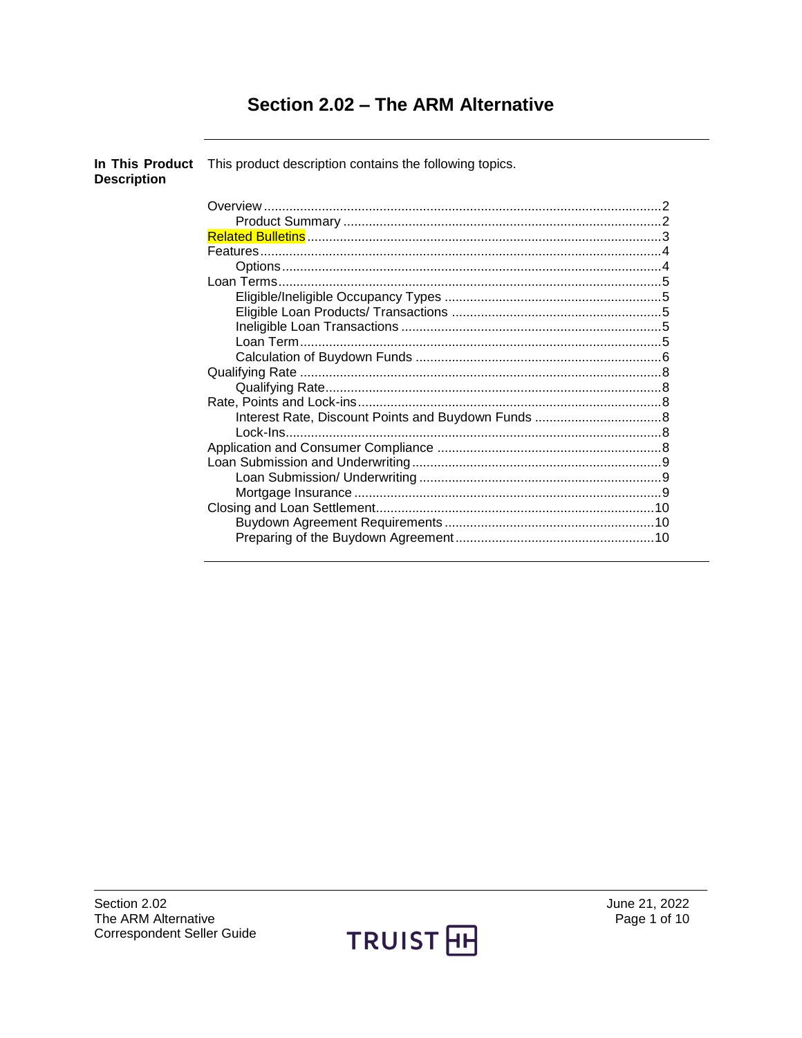# Section 2.02 – The ARM Alternative

**In This Product Description**

This product description contains the following topics.

| Topic | Page |
|---|---|
| Overview | 2 |
| Product Summary | 2 |
| Related Bulletins | 3 |
| Features | 4 |
| Options | 4 |
| Loan Terms | 5 |
| Eligible/Ineligible Occupancy Types | 5 |
| Eligible Loan Products/ Transactions | 5 |
| Ineligible Loan Transactions | 5 |
| Loan Term | 5 |
| Calculation of Buydown Funds | 6 |
| Qualifying Rate | 8 |
| Qualifying Rate | 8 |
| Rate, Points and Lock-ins | 8 |
| Interest Rate, Discount Points and Buydown Funds | 8 |
| Lock-Ins | 8 |
| Application and Consumer Compliance | 8 |
| Loan Submission and Underwriting | 9 |
| Loan Submission/ Underwriting | 9 |
| Mortgage Insurance | 9 |
| Closing and Loan Settlement | 10 |
| Buydown Agreement Requirements | 10 |
| Preparing of the Buydown Agreement | 10 |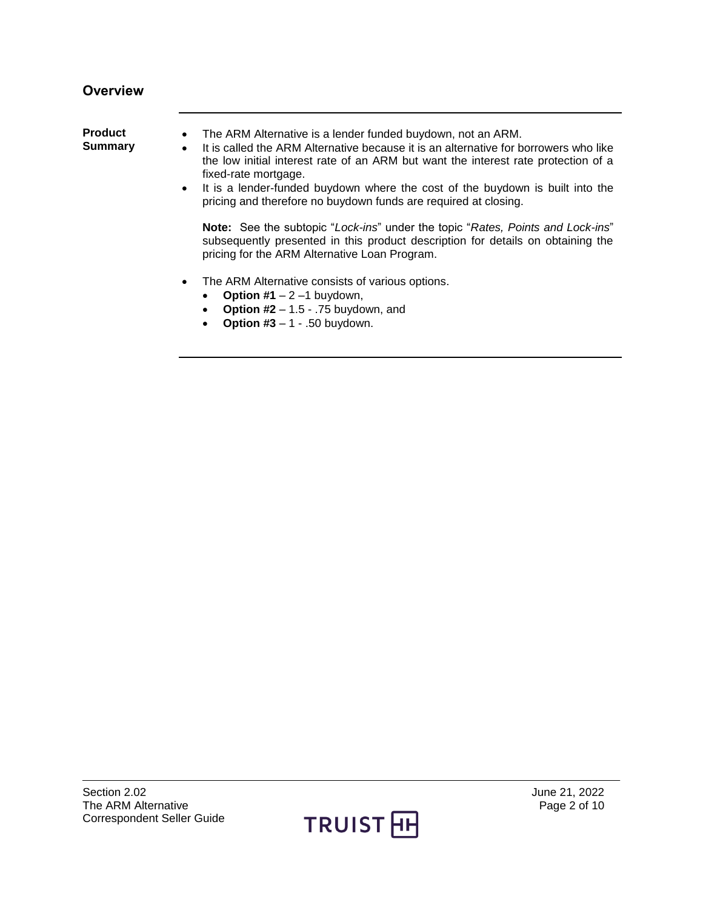## Overview

**Product Summary**

- The ARM Alternative is a lender funded buydown, not an ARM.
- It is called the ARM Alternative because it is an alternative for borrowers who like the low initial interest rate of an ARM but want the interest rate protection of a fixed-rate mortgage.
- It is a lender-funded buydown where the cost of the buydown is built into the pricing and therefore no buydown funds are required at closing.

  **Note:** See the subtopic "*Lock-ins*" under the topic "*Rates, Points and Lock-ins*" subsequently presented in this product description for details on obtaining the pricing for the ARM Alternative Loan Program.

- The ARM Alternative consists of various options.
  - **Option #1** – 2 –1 buydown,
  - **Option #2** – 1.5 - .75 buydown, and
  - **Option #3** – 1 - .50 buydown.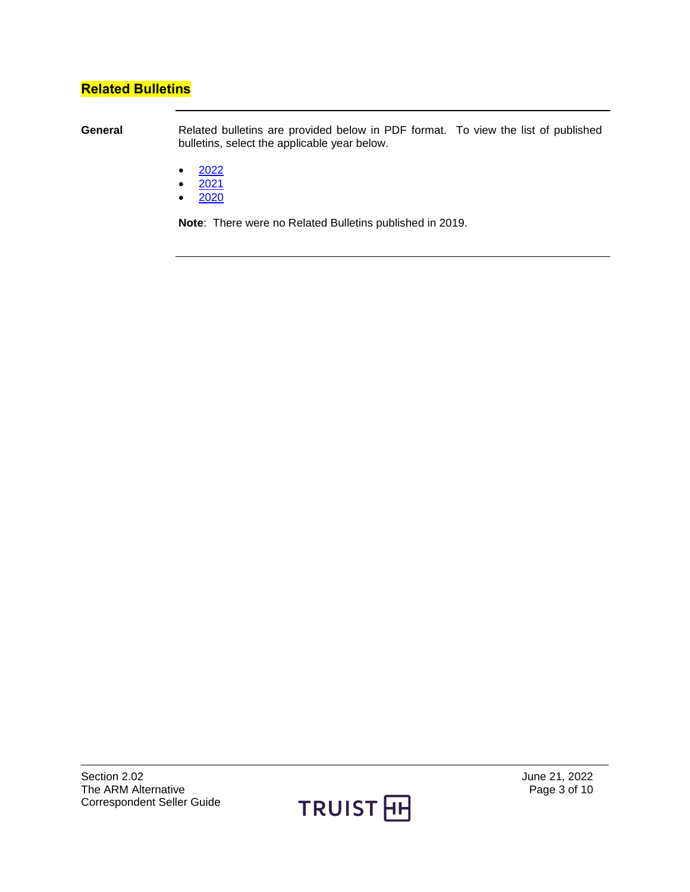## Related Bulletins

**General**

Related bulletins are provided below in PDF format. To view the list of published bulletins, select the applicable year below.

- 2022
- 2021
- 2020

**Note**: There were no Related Bulletins published in 2019.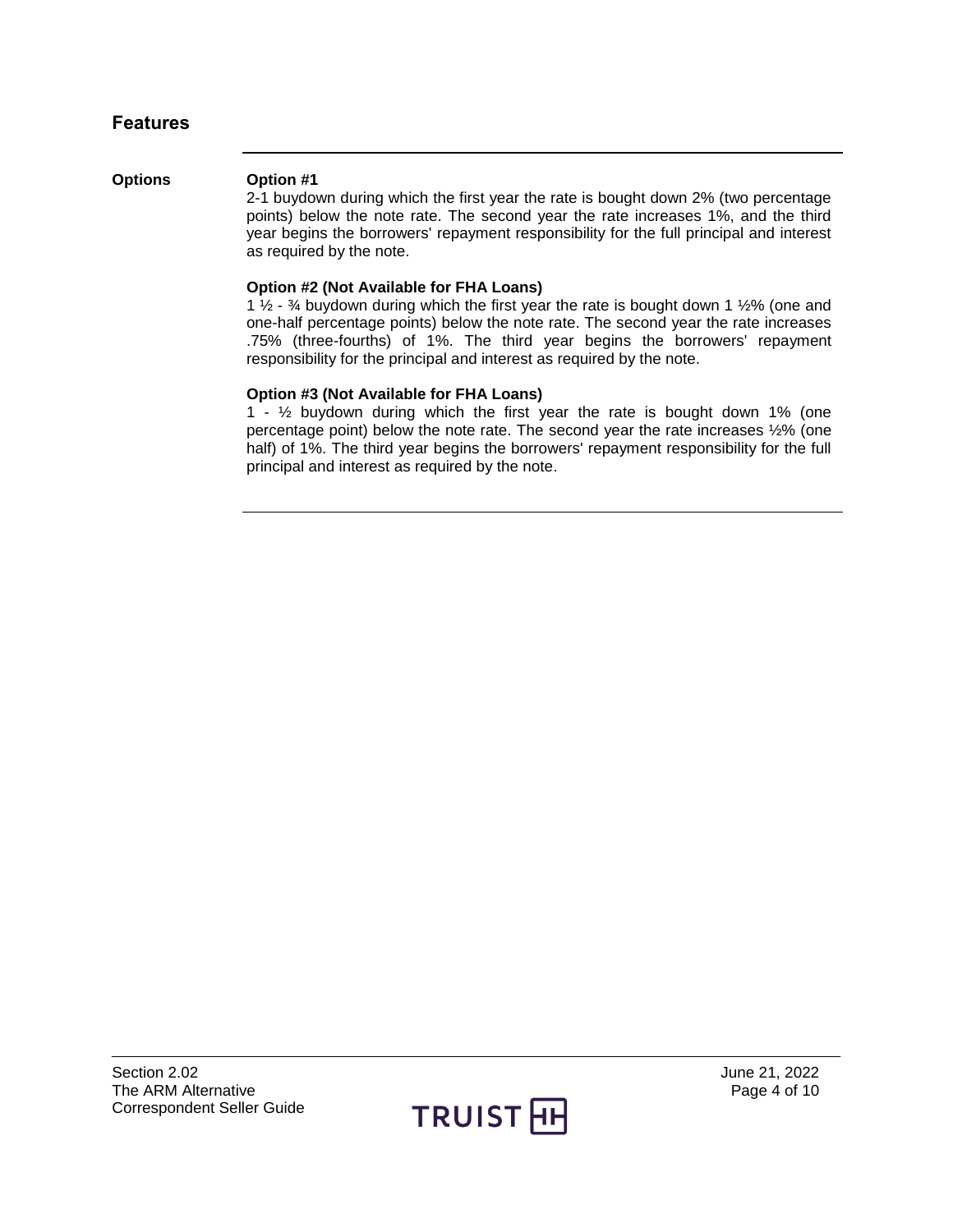## Features

**Options**

**Option #1**

2-1 buydown during which the first year the rate is bought down 2% (two percentage points) below the note rate. The second year the rate increases 1%, and the third year begins the borrowers' repayment responsibility for the full principal and interest as required by the note.

**Option #2 (Not Available for FHA Loans)**

1 ½ - ¾ buydown during which the first year the rate is bought down 1 ½% (one and one-half percentage points) below the note rate. The second year the rate increases .75% (three-fourths) of 1%. The third year begins the borrowers' repayment responsibility for the principal and interest as required by the note.

**Option #3 (Not Available for FHA Loans)**

1 - ½ buydown during which the first year the rate is bought down 1% (one percentage point) below the note rate. The second year the rate increases ½% (one half) of 1%. The third year begins the borrowers' repayment responsibility for the full principal and interest as required by the note.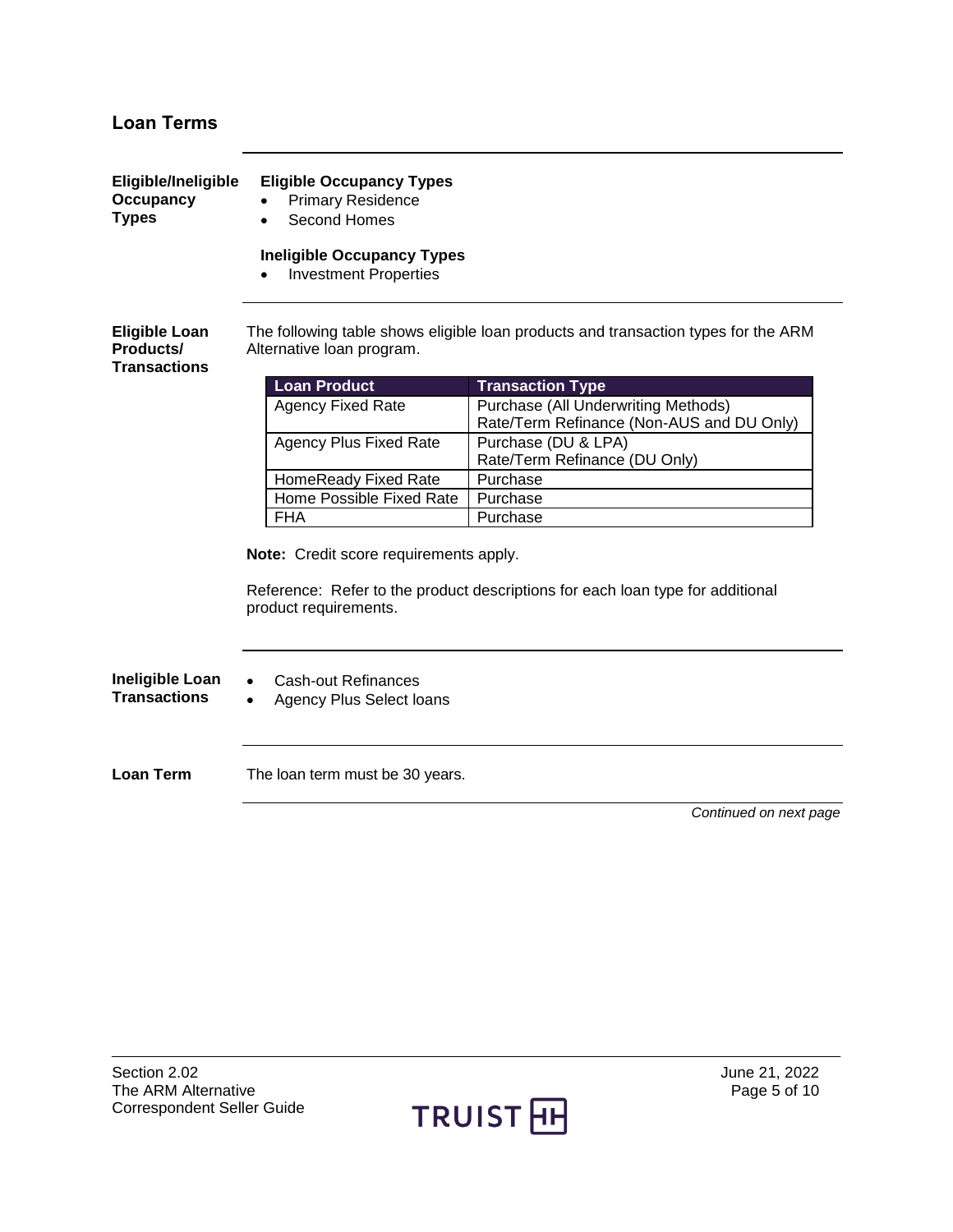## Loan Terms

**Eligible/Ineligible Occupancy Types**

**Eligible Occupancy Types**

- Primary Residence
- Second Homes

**Ineligible Occupancy Types**

- Investment Properties

**Eligible Loan Products/ Transactions**

The following table shows eligible loan products and transaction types for the ARM Alternative loan program.

| Loan Product | Transaction Type |
| --- | --- |
| Agency Fixed Rate | Purchase (All Underwriting Methods)<br>Rate/Term Refinance (Non-AUS and DU Only) |
| Agency Plus Fixed Rate | Purchase (DU & LPA)<br>Rate/Term Refinance (DU Only) |
| HomeReady Fixed Rate | Purchase |
| Home Possible Fixed Rate | Purchase |
| FHA | Purchase |

**Note:** Credit score requirements apply.

Reference: Refer to the product descriptions for each loan type for additional product requirements.

**Ineligible Loan Transactions**

- Cash-out Refinances
- Agency Plus Select loans

**Loan Term**

The loan term must be 30 years.

*Continued on next page*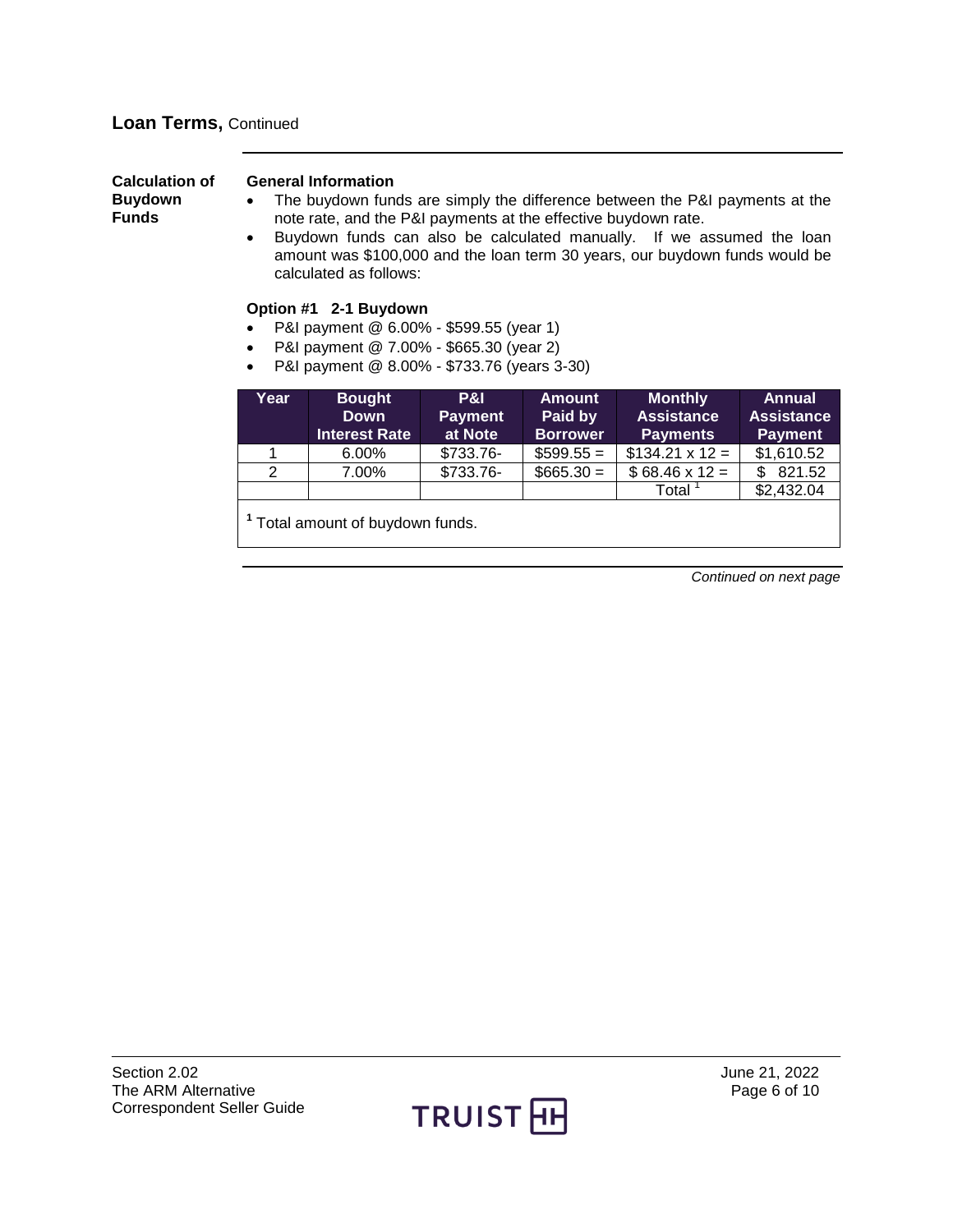## Loan Terms, Continued

### Calculation of Buydown Funds

**General Information**

- The buydown funds are simply the difference between the P&I payments at the note rate, and the P&I payments at the effective buydown rate.
- Buydown funds can also be calculated manually. If we assumed the loan amount was $100,000 and the loan term 30 years, our buydown funds would be calculated as follows:

**Option #1 2-1 Buydown**

- P&I payment @ 6.00% - $599.55 (year 1)
- P&I payment @ 7.00% - $665.30 (year 2)
- P&I payment @ 8.00% - $733.76 (years 3-30)

| Year | Bought Down Interest Rate | P&I Payment at Note | Amount Paid by Borrower | Monthly Assistance Payments | Annual Assistance Payment |
|---|---|---|---|---|---|
| 1 | 6.00% | $733.76- | $599.55 = | $134.21 x 12 = | $1,610.52 |
| 2 | 7.00% | $733.76- | $665.30 = | $ 68.46 x 12 = | $ 821.52 |
| | | | | Total [1] | $2,432.04 |

[1] Total amount of buydown funds.

*Continued on next page*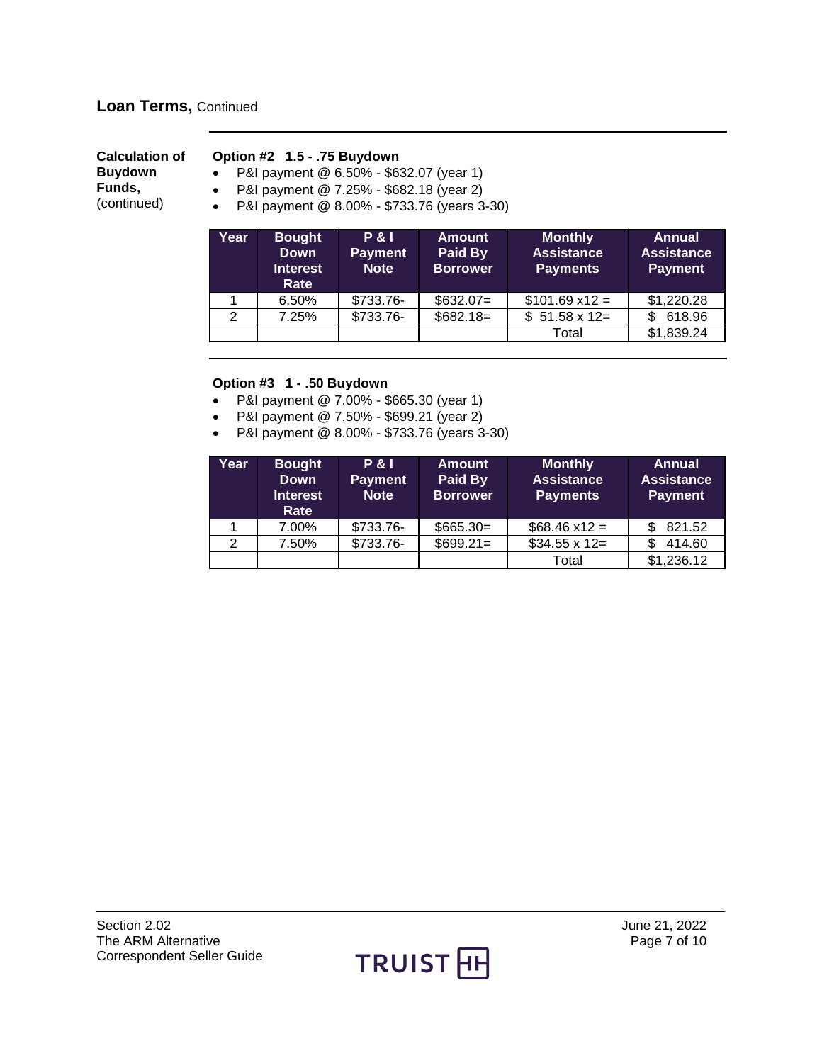## Loan Terms, Continued

**Calculation of Buydown Funds,** (continued)

**Option #2 1.5 - .75 Buydown**

- P&I payment @ 6.50% - $632.07 (year 1)
- P&I payment @ 7.25% - $682.18 (year 2)
- P&I payment @ 8.00% - $733.76 (years 3-30)

| Year | Bought Down Interest Rate | P & I Payment Note | Amount Paid By Borrower | Monthly Assistance Payments | Annual Assistance Payment |
|---|---|---|---|---|---|
| 1 | 6.50% | $733.76- | $632.07= | $101.69 x12 = | $1,220.28 |
| 2 | 7.25% | $733.76- | $682.18= | $ 51.58 x 12= | $ 618.96 |
| | | | | Total | $1,839.24 |

**Option #3 1 - .50 Buydown**

- P&I payment @ 7.00% - $665.30 (year 1)
- P&I payment @ 7.50% - $699.21 (year 2)
- P&I payment @ 8.00% - $733.76 (years 3-30)

| Year | Bought Down Interest Rate | P & I Payment Note | Amount Paid By Borrower | Monthly Assistance Payments | Annual Assistance Payment |
|---|---|---|---|---|---|
| 1 | 7.00% | $733.76- | $665.30= | $68.46 x12 = | $ 821.52 |
| 2 | 7.50% | $733.76- | $699.21= | $34.55 x 12= | $ 414.60 |
| | | | | Total | $1,236.12 |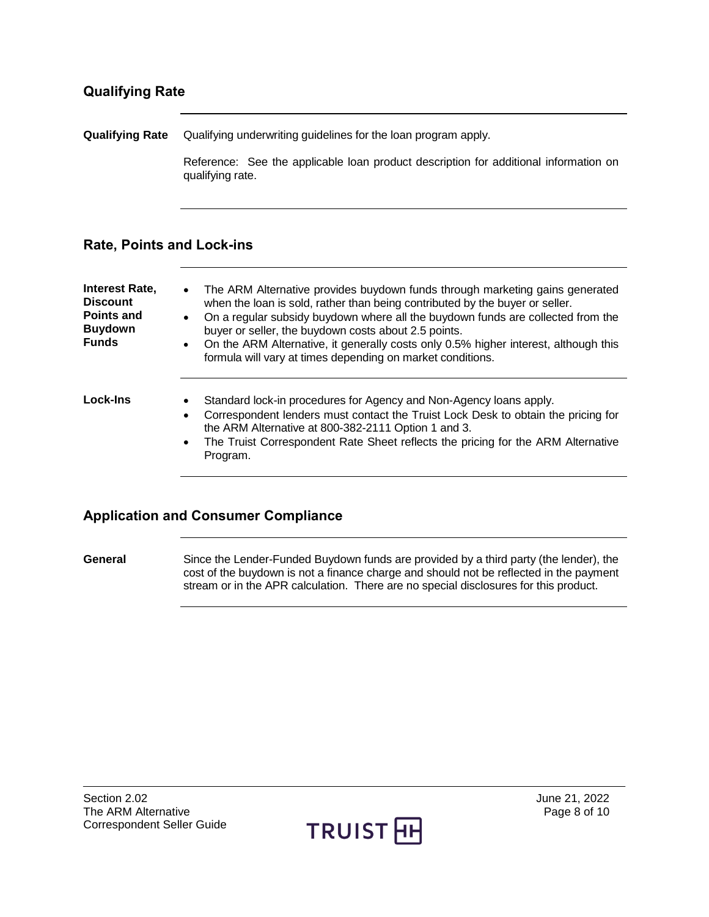## Qualifying Rate

**Qualifying Rate**

Qualifying underwriting guidelines for the loan program apply.

Reference: See the applicable loan product description for additional information on qualifying rate.

## Rate, Points and Lock-ins

**Interest Rate, Discount Points and Buydown Funds**

- The ARM Alternative provides buydown funds through marketing gains generated when the loan is sold, rather than being contributed by the buyer or seller.
- On a regular subsidy buydown where all the buydown funds are collected from the buyer or seller, the buydown costs about 2.5 points.
- On the ARM Alternative, it generally costs only 0.5% higher interest, although this formula will vary at times depending on market conditions.

**Lock-Ins**

- Standard lock-in procedures for Agency and Non-Agency loans apply.
- Correspondent lenders must contact the Truist Lock Desk to obtain the pricing for the ARM Alternative at 800-382-2111 Option 1 and 3.
- The Truist Correspondent Rate Sheet reflects the pricing for the ARM Alternative Program.

## Application and Consumer Compliance

**General**

Since the Lender-Funded Buydown funds are provided by a third party (the lender), the cost of the buydown is not a finance charge and should not be reflected in the payment stream or in the APR calculation. There are no special disclosures for this product.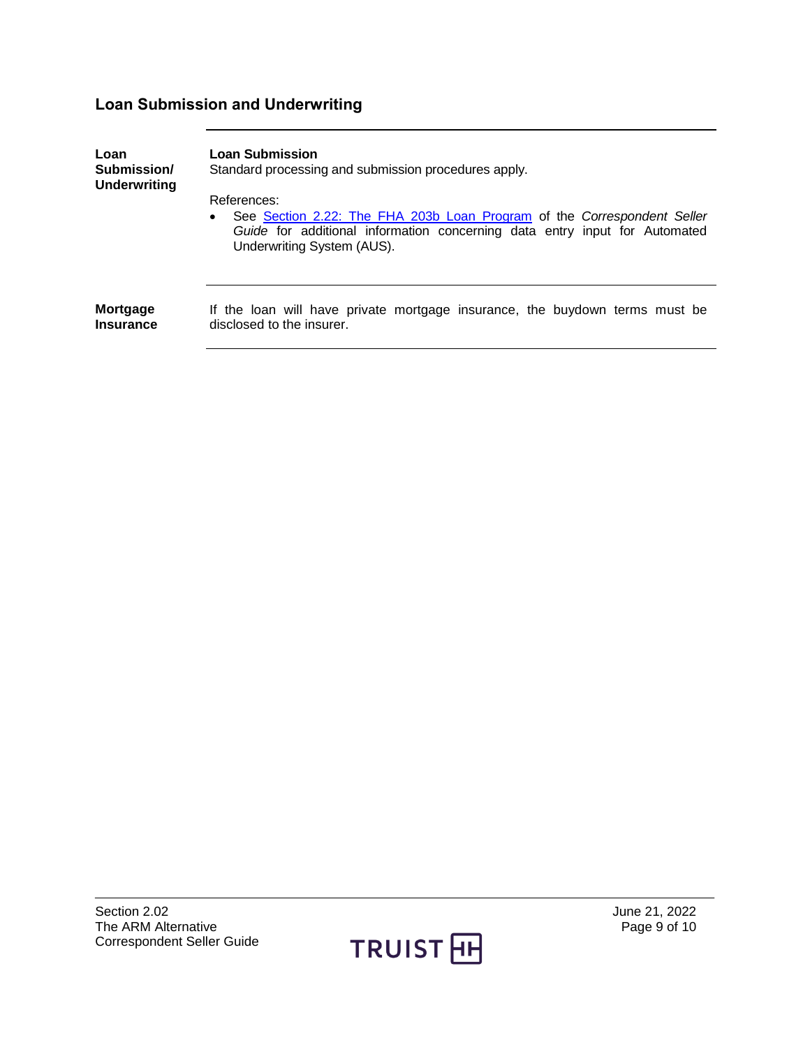## Loan Submission and Underwriting

| | |
|---|---|
| **Loan Submission/ Underwriting** | **Loan Submission**<br>Standard processing and submission procedures apply.<br><br>References:<br>• See Section 2.22: The FHA 203b Loan Program of the *Correspondent Seller Guide* for additional information concerning data entry input for Automated Underwriting System (AUS). |
| **Mortgage Insurance** | If the loan will have private mortgage insurance, the buydown terms must be disclosed to the insurer. |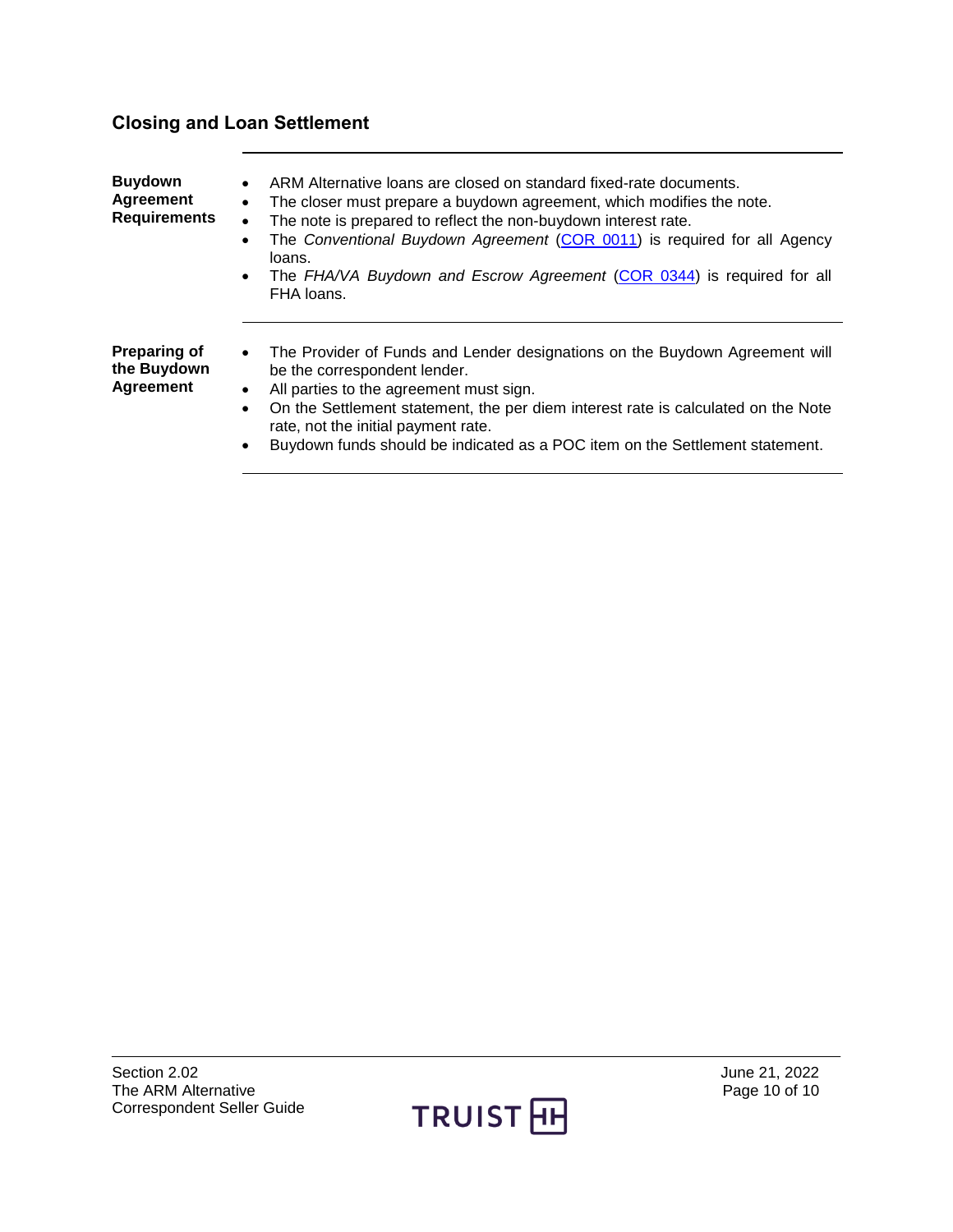## Closing and Loan Settlement

### Buydown Agreement Requirements

- ARM Alternative loans are closed on standard fixed-rate documents.
- The closer must prepare a buydown agreement, which modifies the note.
- The note is prepared to reflect the non-buydown interest rate.
- The *Conventional Buydown Agreement* (COR 0011) is required for all Agency loans.
- The *FHA/VA Buydown and Escrow Agreement* (COR 0344) is required for all FHA loans.

### Preparing of the Buydown Agreement

- The Provider of Funds and Lender designations on the Buydown Agreement will be the correspondent lender.
- All parties to the agreement must sign.
- On the Settlement statement, the per diem interest rate is calculated on the Note rate, not the initial payment rate.
- Buydown funds should be indicated as a POC item on the Settlement statement.